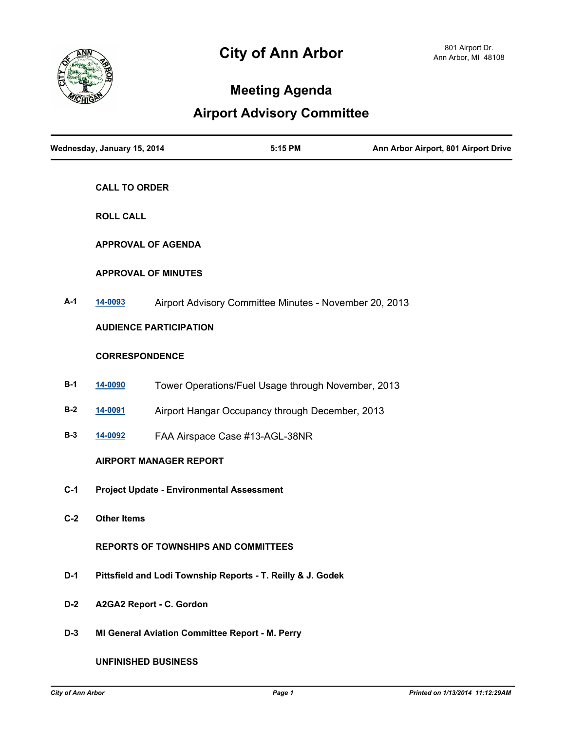# City of Ann Arbor

801 Airport Dr.
Ann Arbor, MI 48108

## Meeting Agenda

## Airport Advisory Committee

| Wednesday, January 15, 2014 | 5:15 PM | Ann Arbor Airport, 801 Airport Drive |
|---|---|---|

**CALL TO ORDER**

**ROLL CALL**

**APPROVAL OF AGENDA**

**APPROVAL OF MINUTES**

A-1 14-0093 Airport Advisory Committee Minutes - November 20, 2013

**AUDIENCE PARTICIPATION**

**CORRESPONDENCE**

B-1 14-0090 Tower Operations/Fuel Usage through November, 2013

B-2 14-0091 Airport Hangar Occupancy through December, 2013

B-3 14-0092 FAA Airspace Case #13-AGL-38NR

**AIRPORT MANAGER REPORT**

**C-1 Project Update - Environmental Assessment**

**C-2 Other Items**

**REPORTS OF TOWNSHIPS AND COMMITTEES**

**D-1 Pittsfield and Lodi Township Reports - T. Reilly & J. Godek**

**D-2 A2GA2 Report - C. Gordon**

**D-3 MI General Aviation Committee Report - M. Perry**

**UNFINISHED BUSINESS**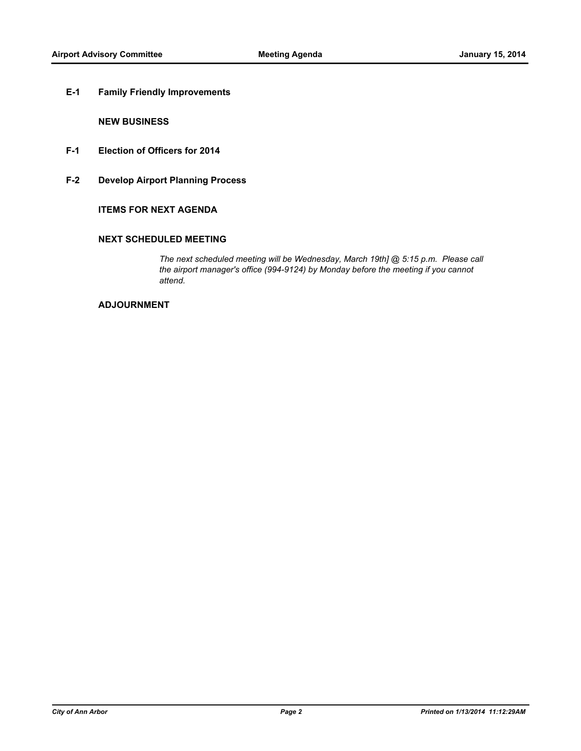**E-1 Family Friendly Improvements**

**NEW BUSINESS**

**F-1 Election of Officers for 2014**

**F-2 Develop Airport Planning Process**

**ITEMS FOR NEXT AGENDA**

**NEXT SCHEDULED MEETING**

*The next scheduled meeting will be Wednesday, March 19th] @ 5:15 p.m. Please call the airport manager's office (994-9124) by Monday before the meeting if you cannot attend.*

**ADJOURNMENT**